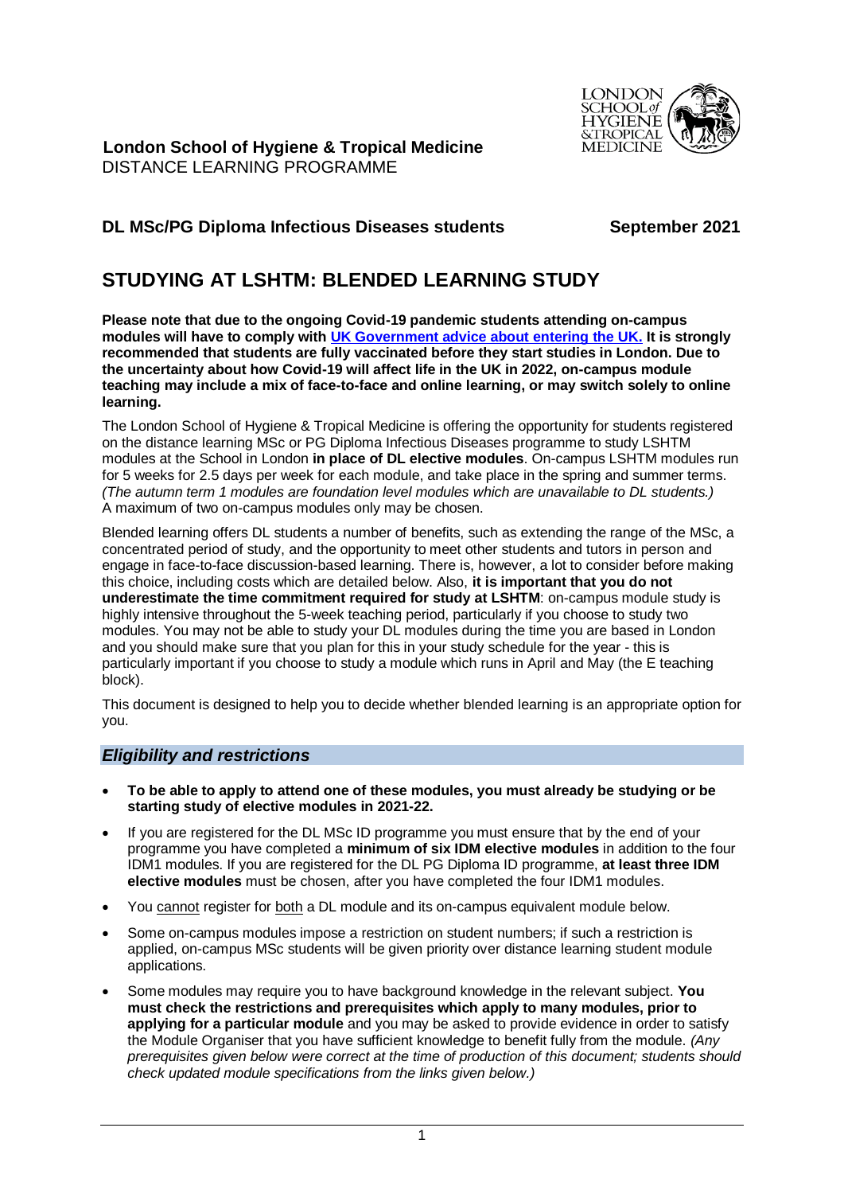**London School of Hygiene & Tropical Medicine**
DISTANCE LEARNING PROGRAMME

**DL MSc/PG Diploma Infectious Diseases students** **September 2021**

# STUDYING AT LSHTM: BLENDED LEARNING STUDY

**Please note that due to the ongoing Covid-19 pandemic students attending on-campus modules will have to comply with [UK Government advice about entering the UK.](#) It is strongly recommended that students are fully vaccinated before they start studies in London. Due to the uncertainty about how Covid-19 will affect life in the UK in 2022, on-campus module teaching may include a mix of face-to-face and online learning, or may switch solely to online learning.**

The London School of Hygiene & Tropical Medicine is offering the opportunity for students registered on the distance learning MSc or PG Diploma Infectious Diseases programme to study LSHTM modules at the School in London **in place of DL elective modules**. On-campus LSHTM modules run for 5 weeks for 2.5 days per week for each module, and take place in the spring and summer terms. *(The autumn term 1 modules are foundation level modules which are unavailable to DL students.)* A maximum of two on-campus modules only may be chosen.

Blended learning offers DL students a number of benefits, such as extending the range of the MSc, a concentrated period of study, and the opportunity to meet other students and tutors in person and engage in face-to-face discussion-based learning. There is, however, a lot to consider before making this choice, including costs which are detailed below. Also, **it is important that you do not underestimate the time commitment required for study at LSHTM**: on-campus module study is highly intensive throughout the 5-week teaching period, particularly if you choose to study two modules. You may not be able to study your DL modules during the time you are based in London and you should make sure that you plan for this in your study schedule for the year - this is particularly important if you choose to study a module which runs in April and May (the E teaching block).

This document is designed to help you to decide whether blended learning is an appropriate option for you.

## *Eligibility and restrictions*

- **To be able to apply to attend one of these modules, you must already be studying or be starting study of elective modules in 2021-22.**
- If you are registered for the DL MSc ID programme you must ensure that by the end of your programme you have completed a **minimum of six IDM elective modules** in addition to the four IDM1 modules. If you are registered for the DL PG Diploma ID programme, **at least three IDM elective modules** must be chosen, after you have completed the four IDM1 modules.
- You cannot register for both a DL module and its on-campus equivalent module below.
- Some on-campus modules impose a restriction on student numbers; if such a restriction is applied, on-campus MSc students will be given priority over distance learning student module applications.
- Some modules may require you to have background knowledge in the relevant subject. **You must check the restrictions and prerequisites which apply to many modules, prior to applying for a particular module** and you may be asked to provide evidence in order to satisfy the Module Organiser that you have sufficient knowledge to benefit fully from the module. *(Any prerequisites given below were correct at the time of production of this document; students should check updated module specifications from the links given below.)*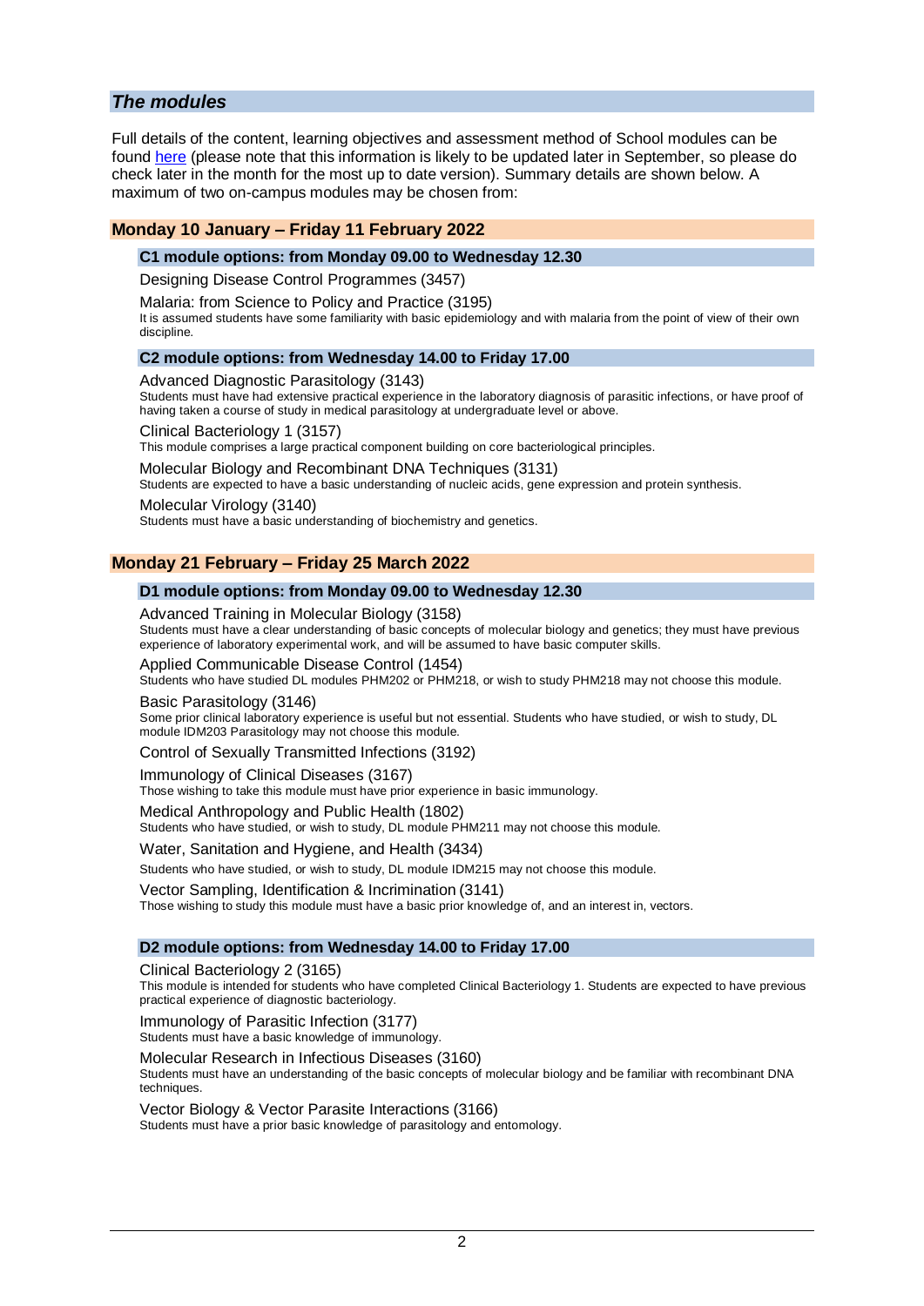## *The modules*

Full details of the content, learning objectives and assessment method of School modules can be found [here](#) (please note that this information is likely to be updated later in September, so please do check later in the month for the most up to date version). Summary details are shown below. A maximum of two on-campus modules may be chosen from:

## Monday 10 January – Friday 11 February 2022

### C1 module options: from Monday 09.00 to Wednesday 12.30

Designing Disease Control Programmes (3457)

Malaria: from Science to Policy and Practice (3195)
It is assumed students have some familiarity with basic epidemiology and with malaria from the point of view of their own discipline.

### C2 module options: from Wednesday 14.00 to Friday 17.00

Advanced Diagnostic Parasitology (3143)
Students must have had extensive practical experience in the laboratory diagnosis of parasitic infections, or have proof of having taken a course of study in medical parasitology at undergraduate level or above.

Clinical Bacteriology 1 (3157)
This module comprises a large practical component building on core bacteriological principles.

Molecular Biology and Recombinant DNA Techniques (3131)
Students are expected to have a basic understanding of nucleic acids, gene expression and protein synthesis.

Molecular Virology (3140)
Students must have a basic understanding of biochemistry and genetics.

## Monday 21 February – Friday 25 March 2022

### D1 module options: from Monday 09.00 to Wednesday 12.30

Advanced Training in Molecular Biology (3158)
Students must have a clear understanding of basic concepts of molecular biology and genetics; they must have previous experience of laboratory experimental work, and will be assumed to have basic computer skills.

Applied Communicable Disease Control (1454)
Students who have studied DL modules PHM202 or PHM218, or wish to study PHM218 may not choose this module.

Basic Parasitology (3146)
Some prior clinical laboratory experience is useful but not essential. Students who have studied, or wish to study, DL module IDM203 Parasitology may not choose this module.

Control of Sexually Transmitted Infections (3192)

Immunology of Clinical Diseases (3167)
Those wishing to take this module must have prior experience in basic immunology.

Medical Anthropology and Public Health (1802)
Students who have studied, or wish to study, DL module PHM211 may not choose this module.

Water, Sanitation and Hygiene, and Health (3434)
Students who have studied, or wish to study, DL module IDM215 may not choose this module.

Vector Sampling, Identification & Incrimination (3141)
Those wishing to study this module must have a basic prior knowledge of, and an interest in, vectors.

### D2 module options: from Wednesday 14.00 to Friday 17.00

Clinical Bacteriology 2 (3165)
This module is intended for students who have completed Clinical Bacteriology 1. Students are expected to have previous practical experience of diagnostic bacteriology.

Immunology of Parasitic Infection (3177)
Students must have a basic knowledge of immunology.

Molecular Research in Infectious Diseases (3160)
Students must have an understanding of the basic concepts of molecular biology and be familiar with recombinant DNA techniques.

Vector Biology & Vector Parasite Interactions (3166)
Students must have a prior basic knowledge of parasitology and entomology.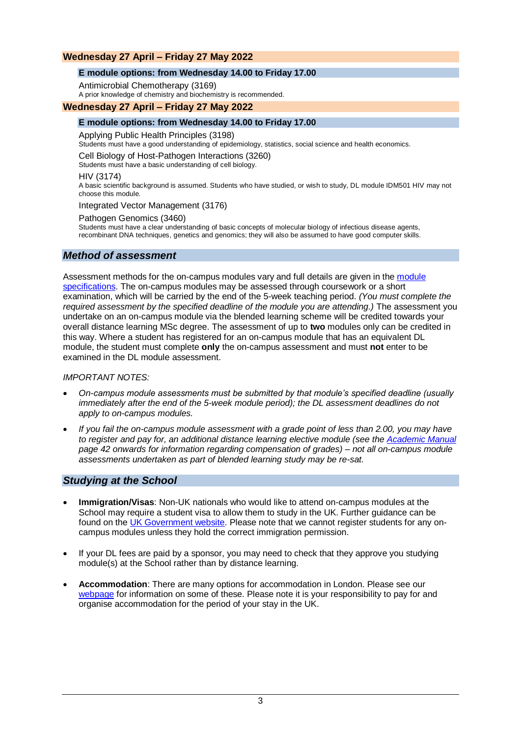### Wednesday 27 April – Friday 27 May 2022

#### E module options: from Wednesday 14.00 to Friday 17.00

Antimicrobial Chemotherapy (3169)
A prior knowledge of chemistry and biochemistry is recommended.

### Wednesday 27 April – Friday 27 May 2022

#### E module options: from Wednesday 14.00 to Friday 17.00

Applying Public Health Principles (3198)
Students must have a good understanding of epidemiology, statistics, social science and health economics.

Cell Biology of Host-Pathogen Interactions (3260)
Students must have a basic understanding of cell biology.

HIV (3174)
A basic scientific background is assumed. Students who have studied, or wish to study, DL module IDM501 HIV may not choose this module.

Integrated Vector Management (3176)

Pathogen Genomics (3460)
Students must have a clear understanding of basic concepts of molecular biology of infectious disease agents, recombinant DNA techniques, genetics and genomics; they will also be assumed to have good computer skills.

## *Method of assessment*

Assessment methods for the on-campus modules vary and full details are given in the module specifications. The on-campus modules may be assessed through coursework or a short examination, which will be carried by the end of the 5-week teaching period. *(You must complete the required assessment by the specified deadline of the module you are attending.)* The assessment you undertake on an on-campus module via the blended learning scheme will be credited towards your overall distance learning MSc degree. The assessment of up to **two** modules only can be credited in this way. Where a student has registered for an on-campus module that has an equivalent DL module, the student must complete **only** the on-campus assessment and must **not** enter to be examined in the DL module assessment.

*IMPORTANT NOTES:*

- *On-campus module assessments must be submitted by that module's specified deadline (usually immediately after the end of the 5-week module period); the DL assessment deadlines do not apply to on-campus modules.*
- *If you fail the on-campus module assessment with a grade point of less than 2.00, you may have to register and pay for, an additional distance learning elective module (see the Academic Manual page 42 onwards for information regarding compensation of grades) – not all on-campus module assessments undertaken as part of blended learning study may be re-sat.*

## *Studying at the School*

- **Immigration/Visas**: Non-UK nationals who would like to attend on-campus modules at the School may require a student visa to allow them to study in the UK. Further guidance can be found on the UK Government website. Please note that we cannot register students for any on-campus modules unless they hold the correct immigration permission.
- If your DL fees are paid by a sponsor, you may need to check that they approve you studying module(s) at the School rather than by distance learning.
- **Accommodation**: There are many options for accommodation in London. Please see our webpage for information on some of these. Please note it is your responsibility to pay for and organise accommodation for the period of your stay in the UK.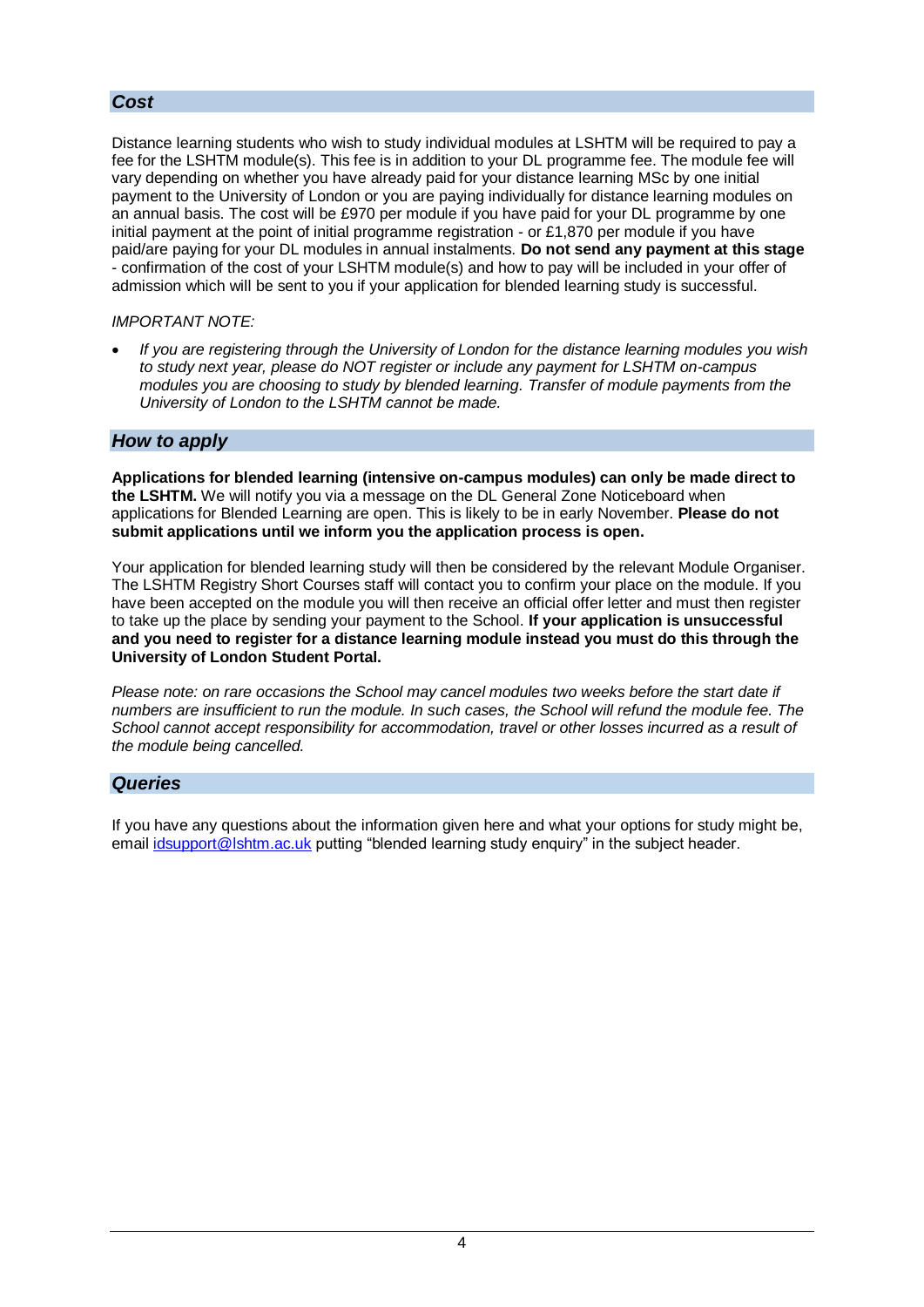## *Cost*

Distance learning students who wish to study individual modules at LSHTM will be required to pay a fee for the LSHTM module(s). This fee is in addition to your DL programme fee. The module fee will vary depending on whether you have already paid for your distance learning MSc by one initial payment to the University of London or you are paying individually for distance learning modules on an annual basis. The cost will be £970 per module if you have paid for your DL programme by one initial payment at the point of initial programme registration - or £1,870 per module if you have paid/are paying for your DL modules in annual instalments. **Do not send any payment at this stage** - confirmation of the cost of your LSHTM module(s) and how to pay will be included in your offer of admission which will be sent to you if your application for blended learning study is successful.

*IMPORTANT NOTE:*

- *If you are registering through the University of London for the distance learning modules you wish to study next year, please do NOT register or include any payment for LSHTM on-campus modules you are choosing to study by blended learning. Transfer of module payments from the University of London to the LSHTM cannot be made.*

## *How to apply*

**Applications for blended learning (intensive on-campus modules) can only be made direct to the LSHTM.** We will notify you via a message on the DL General Zone Noticeboard when applications for Blended Learning are open. This is likely to be in early November. **Please do not submit applications until we inform you the application process is open.**

Your application for blended learning study will then be considered by the relevant Module Organiser. The LSHTM Registry Short Courses staff will contact you to confirm your place on the module. If you have been accepted on the module you will then receive an official offer letter and must then register to take up the place by sending your payment to the School. **If your application is unsuccessful and you need to register for a distance learning module instead you must do this through the University of London Student Portal.**

*Please note: on rare occasions the School may cancel modules two weeks before the start date if numbers are insufficient to run the module. In such cases, the School will refund the module fee. The School cannot accept responsibility for accommodation, travel or other losses incurred as a result of the module being cancelled.*

## *Queries*

If you have any questions about the information given here and what your options for study might be, email idsupport@lshtm.ac.uk putting "blended learning study enquiry" in the subject header.